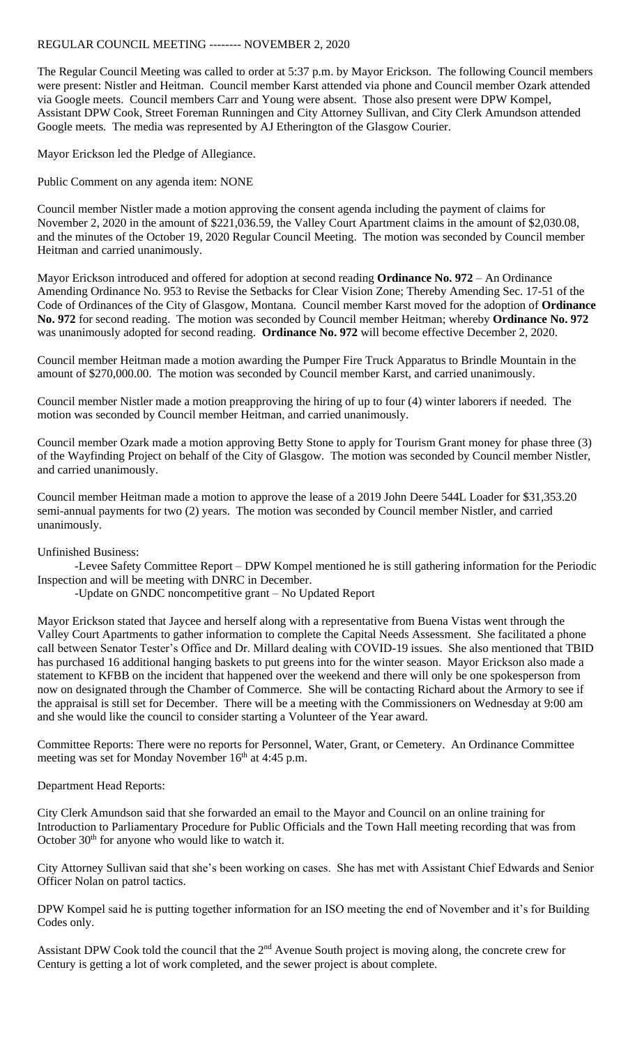REGULAR COUNCIL MEETING -------- NOVEMBER 2, 2020

The Regular Council Meeting was called to order at 5:37 p.m. by Mayor Erickson. The following Council members were present: Nistler and Heitman. Council member Karst attended via phone and Council member Ozark attended via Google meets. Council members Carr and Young were absent. Those also present were DPW Kompel, Assistant DPW Cook, Street Foreman Runningen and City Attorney Sullivan, and City Clerk Amundson attended Google meets. The media was represented by AJ Etherington of the Glasgow Courier.

Mayor Erickson led the Pledge of Allegiance.

Public Comment on any agenda item: NONE

Council member Nistler made a motion approving the consent agenda including the payment of claims for November 2, 2020 in the amount of $221,036.59, the Valley Court Apartment claims in the amount of $2,030.08, and the minutes of the October 19, 2020 Regular Council Meeting. The motion was seconded by Council member Heitman and carried unanimously.

Mayor Erickson introduced and offered for adoption at second reading **Ordinance No. 972** – An Ordinance Amending Ordinance No. 953 to Revise the Setbacks for Clear Vision Zone; Thereby Amending Sec. 17-51 of the Code of Ordinances of the City of Glasgow, Montana. Council member Karst moved for the adoption of **Ordinance No. 972** for second reading. The motion was seconded by Council member Heitman; whereby **Ordinance No. 972** was unanimously adopted for second reading. **Ordinance No. 972** will become effective December 2, 2020.

Council member Heitman made a motion awarding the Pumper Fire Truck Apparatus to Brindle Mountain in the amount of $270,000.00. The motion was seconded by Council member Karst, and carried unanimously.

Council member Nistler made a motion preapproving the hiring of up to four (4) winter laborers if needed. The motion was seconded by Council member Heitman, and carried unanimously.

Council member Ozark made a motion approving Betty Stone to apply for Tourism Grant money for phase three (3) of the Wayfinding Project on behalf of the City of Glasgow. The motion was seconded by Council member Nistler, and carried unanimously.

Council member Heitman made a motion to approve the lease of a 2019 John Deere 544L Loader for $31,353.20 semi-annual payments for two (2) years. The motion was seconded by Council member Nistler, and carried unanimously.

Unfinished Business:

-Levee Safety Committee Report – DPW Kompel mentioned he is still gathering information for the Periodic Inspection and will be meeting with DNRC in December.

-Update on GNDC noncompetitive grant – No Updated Report

Mayor Erickson stated that Jaycee and herself along with a representative from Buena Vistas went through the Valley Court Apartments to gather information to complete the Capital Needs Assessment. She facilitated a phone call between Senator Tester's Office and Dr. Millard dealing with COVID-19 issues. She also mentioned that TBID has purchased 16 additional hanging baskets to put greens into for the winter season. Mayor Erickson also made a statement to KFBB on the incident that happened over the weekend and there will only be one spokesperson from now on designated through the Chamber of Commerce. She will be contacting Richard about the Armory to see if the appraisal is still set for December. There will be a meeting with the Commissioners on Wednesday at 9:00 am and she would like the council to consider starting a Volunteer of the Year award.

Committee Reports: There were no reports for Personnel, Water, Grant, or Cemetery. An Ordinance Committee meeting was set for Monday November 16th at 4:45 p.m.

Department Head Reports:

City Clerk Amundson said that she forwarded an email to the Mayor and Council on an online training for Introduction to Parliamentary Procedure for Public Officials and the Town Hall meeting recording that was from October 30th for anyone who would like to watch it.

City Attorney Sullivan said that she's been working on cases. She has met with Assistant Chief Edwards and Senior Officer Nolan on patrol tactics.

DPW Kompel said he is putting together information for an ISO meeting the end of November and it's for Building Codes only.

Assistant DPW Cook told the council that the 2nd Avenue South project is moving along, the concrete crew for Century is getting a lot of work completed, and the sewer project is about complete.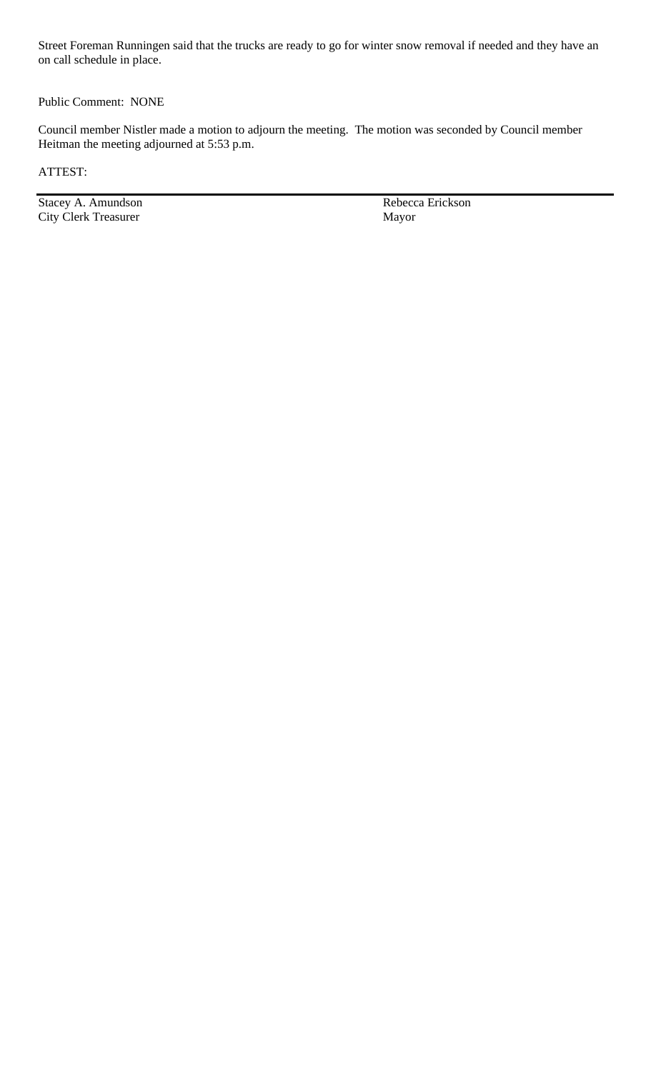Street Foreman Runningen said that the trucks are ready to go for winter snow removal if needed and they have an on call schedule in place.

Public Comment: NONE

Council member Nistler made a motion to adjourn the meeting. The motion was seconded by Council member Heitman the meeting adjourned at 5:53 p.m.

ATTEST:

| | |
|---|---|
| Stacey A. Amundson | Rebecca Erickson |
| City Clerk Treasurer | Mayor |